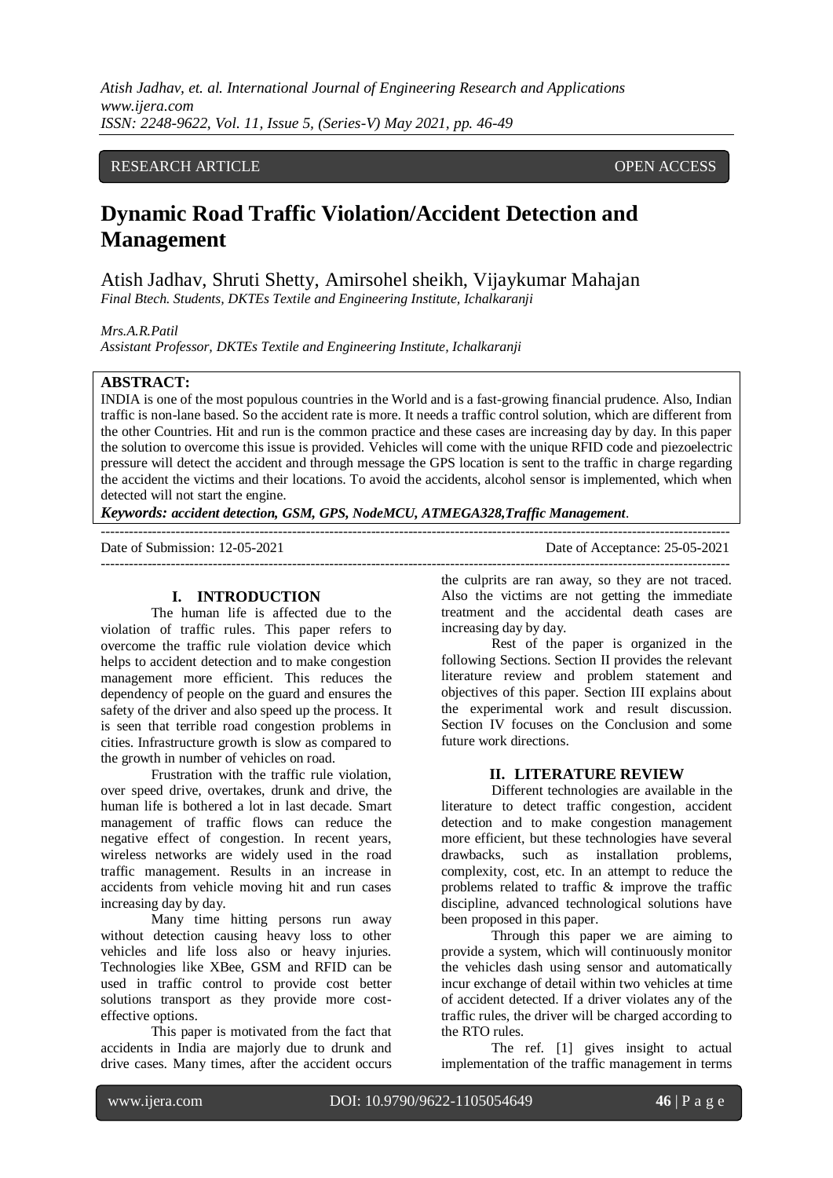RESEARCH ARTICLE OPEN ACCESS

# Dynamic Road Traffic Violation/Accident Detection and Management

Atish Jadhav, Shruti Shetty, Amirsohel sheikh, Vijaykumar Mahajan
*Final Btech. Students, DKTEs Textile and Engineering Institute, Ichalkaranji*

*Mrs.A.R.Patil*
*Assistant Professor, DKTEs Textile and Engineering Institute, Ichalkaranji*

**ABSTRACT:**
INDIA is one of the most populous countries in the World and is a fast-growing financial prudence. Also, Indian traffic is non-lane based. So the accident rate is more. It needs a traffic control solution, which are different from the other Countries. Hit and run is the common practice and these cases are increasing day by day. In this paper the solution to overcome this issue is provided. Vehicles will come with the unique RFID code and piezoelectric pressure will detect the accident and through message the GPS location is sent to the traffic in charge regarding the accident the victims and their locations. To avoid the accidents, alcohol sensor is implemented, which when detected will not start the engine.

***Keywords: accident detection, GSM, GPS, NodeMCU, ATMEGA328,Traffic Management*.**

Date of Submission: 12-05-2021 Date of Acceptance: 25-05-2021

## I. INTRODUCTION

The human life is affected due to the violation of traffic rules. This paper refers to overcome the traffic rule violation device which helps to accident detection and to make congestion management more efficient. This reduces the dependency of people on the guard and ensures the safety of the driver and also speed up the process. It is seen that terrible road congestion problems in cities. Infrastructure growth is slow as compared to the growth in number of vehicles on road.

Frustration with the traffic rule violation, over speed drive, overtakes, drunk and drive, the human life is bothered a lot in last decade. Smart management of traffic flows can reduce the negative effect of congestion. In recent years, wireless networks are widely used in the road traffic management. Results in an increase in accidents from vehicle moving hit and run cases increasing day by day.

Many time hitting persons run away without detection causing heavy loss to other vehicles and life loss also or heavy injuries. Technologies like XBee, GSM and RFID can be used in traffic control to provide cost better solutions transport as they provide more cost-effective options.

This paper is motivated from the fact that accidents in India are majorly due to drunk and drive cases. Many times, after the accident occurs the culprits are ran away, so they are not traced. Also the victims are not getting the immediate treatment and the accidental death cases are increasing day by day.

Rest of the paper is organized in the following Sections. Section II provides the relevant literature review and problem statement and objectives of this paper. Section III explains about the experimental work and result discussion. Section IV focuses on the Conclusion and some future work directions.

## II. LITERATURE REVIEW

Different technologies are available in the literature to detect traffic congestion, accident detection and to make congestion management more efficient, but these technologies have several drawbacks, such as installation problems, complexity, cost, etc. In an attempt to reduce the problems related to traffic & improve the traffic discipline, advanced technological solutions have been proposed in this paper.

Through this paper we are aiming to provide a system, which will continuously monitor the vehicles dash using sensor and automatically incur exchange of detail within two vehicles at time of accident detected. If a driver violates any of the traffic rules, the driver will be charged according to the RTO rules.

The ref. [1] gives insight to actual implementation of the traffic management in terms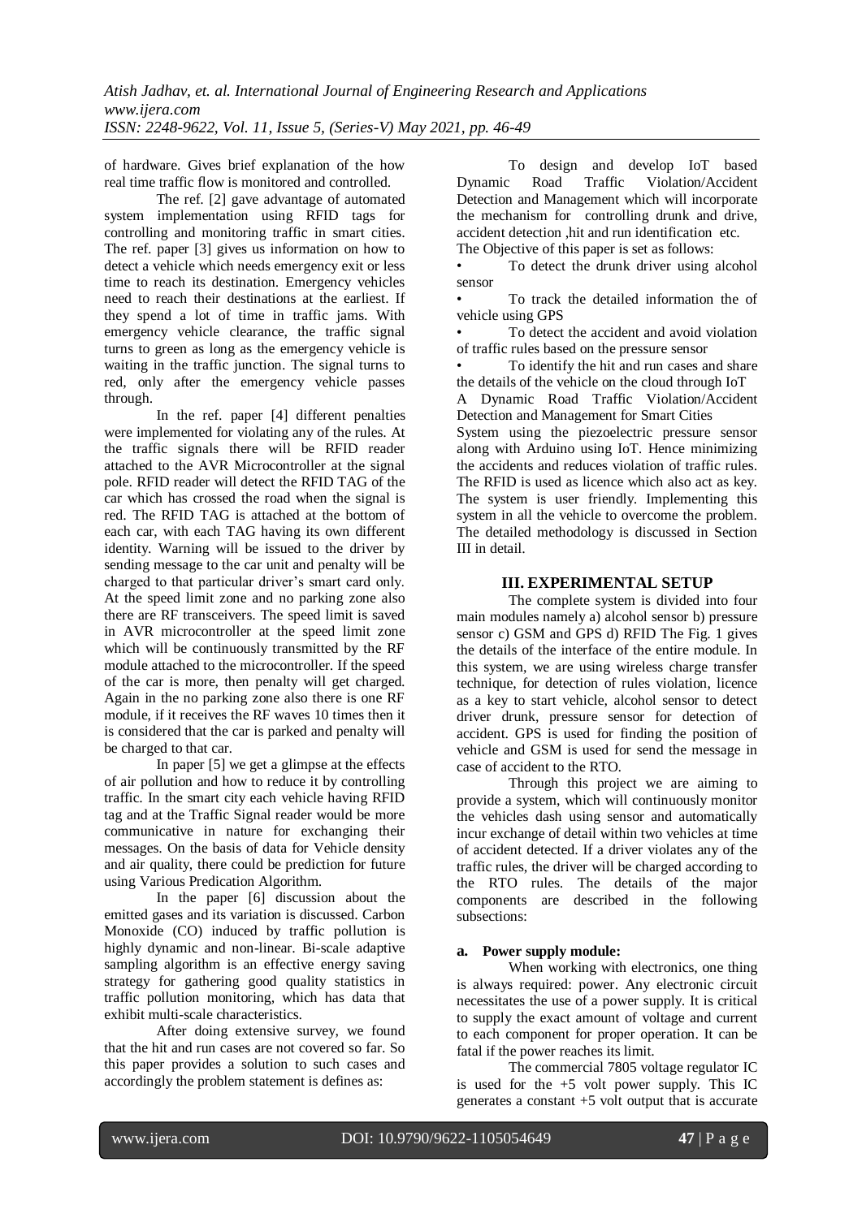of hardware. Gives brief explanation of the how real time traffic flow is monitored and controlled.

The ref. [2] gave advantage of automated system implementation using RFID tags for controlling and monitoring traffic in smart cities. The ref. paper [3] gives us information on how to detect a vehicle which needs emergency exit or less time to reach its destination. Emergency vehicles need to reach their destinations at the earliest. If they spend a lot of time in traffic jams. With emergency vehicle clearance, the traffic signal turns to green as long as the emergency vehicle is waiting in the traffic junction. The signal turns to red, only after the emergency vehicle passes through.

In the ref. paper [4] different penalties were implemented for violating any of the rules. At the traffic signals there will be RFID reader attached to the AVR Microcontroller at the signal pole. RFID reader will detect the RFID TAG of the car which has crossed the road when the signal is red. The RFID TAG is attached at the bottom of each car, with each TAG having its own different identity. Warning will be issued to the driver by sending message to the car unit and penalty will be charged to that particular driver's smart card only. At the speed limit zone and no parking zone also there are RF transceivers. The speed limit is saved in AVR microcontroller at the speed limit zone which will be continuously transmitted by the RF module attached to the microcontroller. If the speed of the car is more, then penalty will get charged. Again in the no parking zone also there is one RF module, if it receives the RF waves 10 times then it is considered that the car is parked and penalty will be charged to that car.

In paper [5] we get a glimpse at the effects of air pollution and how to reduce it by controlling traffic. In the smart city each vehicle having RFID tag and at the Traffic Signal reader would be more communicative in nature for exchanging their messages. On the basis of data for Vehicle density and air quality, there could be prediction for future using Various Predication Algorithm.

In the paper [6] discussion about the emitted gases and its variation is discussed. Carbon Monoxide (CO) induced by traffic pollution is highly dynamic and non-linear. Bi-scale adaptive sampling algorithm is an effective energy saving strategy for gathering good quality statistics in traffic pollution monitoring, which has data that exhibit multi-scale characteristics.

After doing extensive survey, we found that the hit and run cases are not covered so far. So this paper provides a solution to such cases and accordingly the problem statement is defines as:

To design and develop IoT based Dynamic Road Traffic Violation/Accident Detection and Management which will incorporate the mechanism for controlling drunk and drive, accident detection ,hit and run identification etc.

The Objective of this paper is set as follows:

- To detect the drunk driver using alcohol sensor
- To track the detailed information the of vehicle using GPS
- To detect the accident and avoid violation of traffic rules based on the pressure sensor
- To identify the hit and run cases and share the details of the vehicle on the cloud through IoT

A Dynamic Road Traffic Violation/Accident Detection and Management for Smart Cities System using the piezoelectric pressure sensor along with Arduino using IoT. Hence minimizing the accidents and reduces violation of traffic rules. The RFID is used as licence which also act as key. The system is user friendly. Implementing this system in all the vehicle to overcome the problem. The detailed methodology is discussed in Section III in detail.

## III. EXPERIMENTAL SETUP

The complete system is divided into four main modules namely a) alcohol sensor b) pressure sensor c) GSM and GPS d) RFID The Fig. 1 gives the details of the interface of the entire module. In this system, we are using wireless charge transfer technique, for detection of rules violation, licence as a key to start vehicle, alcohol sensor to detect driver drunk, pressure sensor for detection of accident. GPS is used for finding the position of vehicle and GSM is used for send the message in case of accident to the RTO.

Through this project we are aiming to provide a system, which will continuously monitor the vehicles dash using sensor and automatically incur exchange of detail within two vehicles at time of accident detected. If a driver violates any of the traffic rules, the driver will be charged according to the RTO rules. The details of the major components are described in the following subsections:

### a. Power supply module:

When working with electronics, one thing is always required: power. Any electronic circuit necessitates the use of a power supply. It is critical to supply the exact amount of voltage and current to each component for proper operation. It can be fatal if the power reaches its limit.

The commercial 7805 voltage regulator IC is used for the +5 volt power supply. This IC generates a constant +5 volt output that is accurate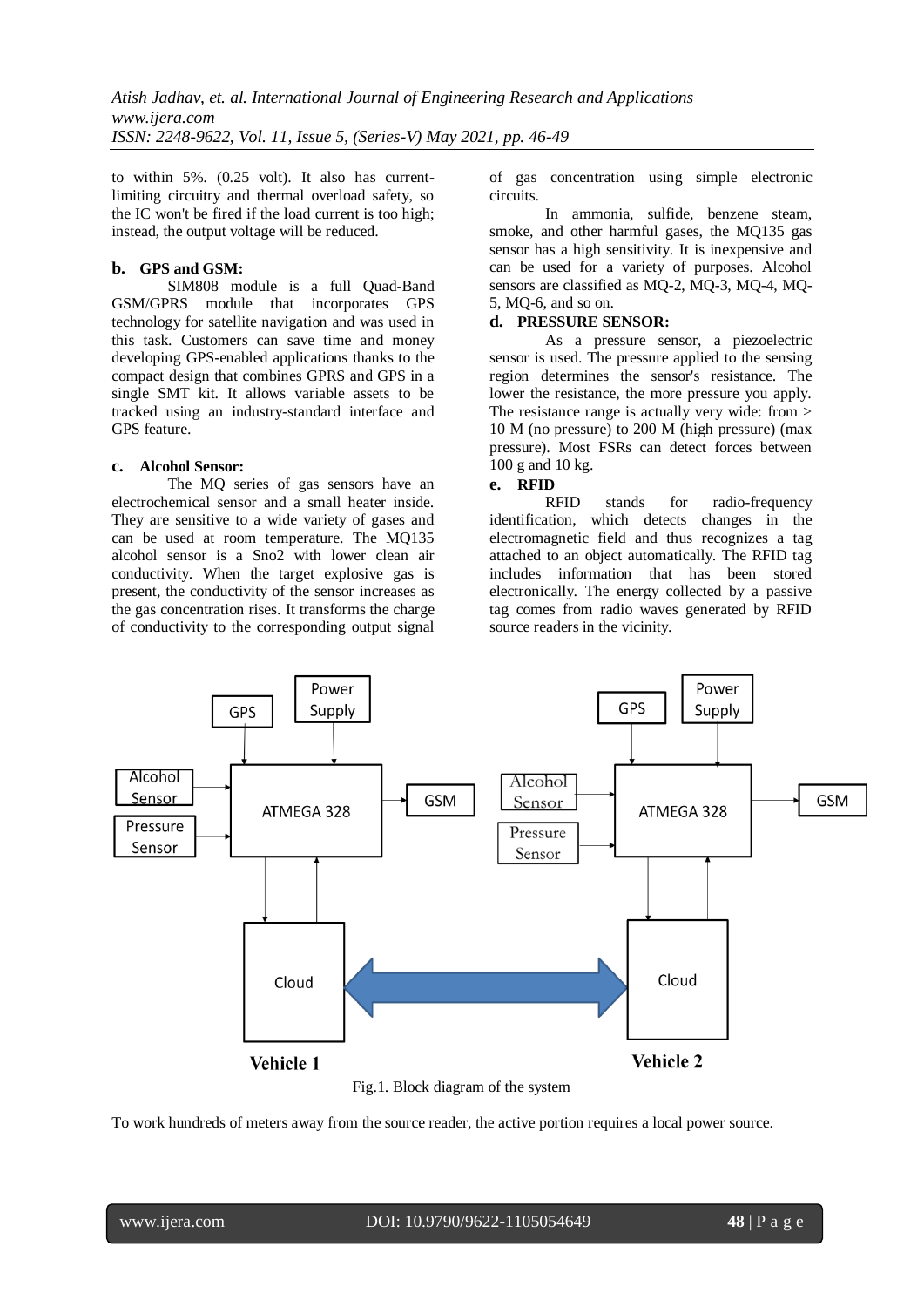to within 5%. (0.25 volt). It also has current-limiting circuitry and thermal overload safety, so the IC won't be fired if the load current is too high; instead, the output voltage will be reduced.

**b. GPS and GSM:**

SIM808 module is a full Quad-Band GSM/GPRS module that incorporates GPS technology for satellite navigation and was used in this task. Customers can save time and money developing GPS-enabled applications thanks to the compact design that combines GPRS and GPS in a single SMT kit. It allows variable assets to be tracked using an industry-standard interface and GPS feature.

**c. Alcohol Sensor:**

The MQ series of gas sensors have an electrochemical sensor and a small heater inside. They are sensitive to a wide variety of gases and can be used at room temperature. The MQ135 alcohol sensor is a Sno2 with lower clean air conductivity. When the target explosive gas is present, the conductivity of the sensor increases as the gas concentration rises. It transforms the charge of conductivity to the corresponding output signal of gas concentration using simple electronic circuits.

In ammonia, sulfide, benzene steam, smoke, and other harmful gases, the MQ135 gas sensor has a high sensitivity. It is inexpensive and can be used for a variety of purposes. Alcohol sensors are classified as MQ-2, MQ-3, MQ-4, MQ-5, MQ-6, and so on.

**d. PRESSURE SENSOR:**

As a pressure sensor, a piezoelectric sensor is used. The pressure applied to the sensing region determines the sensor's resistance. The lower the resistance, the more pressure you apply. The resistance range is actually very wide: from > 10 M (no pressure) to 200 M (high pressure) (max pressure). Most FSRs can detect forces between 100 g and 10 kg.

**e. RFID**

RFID stands for radio-frequency identification, which detects changes in the electromagnetic field and thus recognizes a tag attached to an object automatically. The RFID tag includes information that has been stored electronically. The energy collected by a passive tag comes from radio waves generated by RFID source readers in the vicinity.

Fig.1. Block diagram of the system

To work hundreds of meters away from the source reader, the active portion requires a local power source.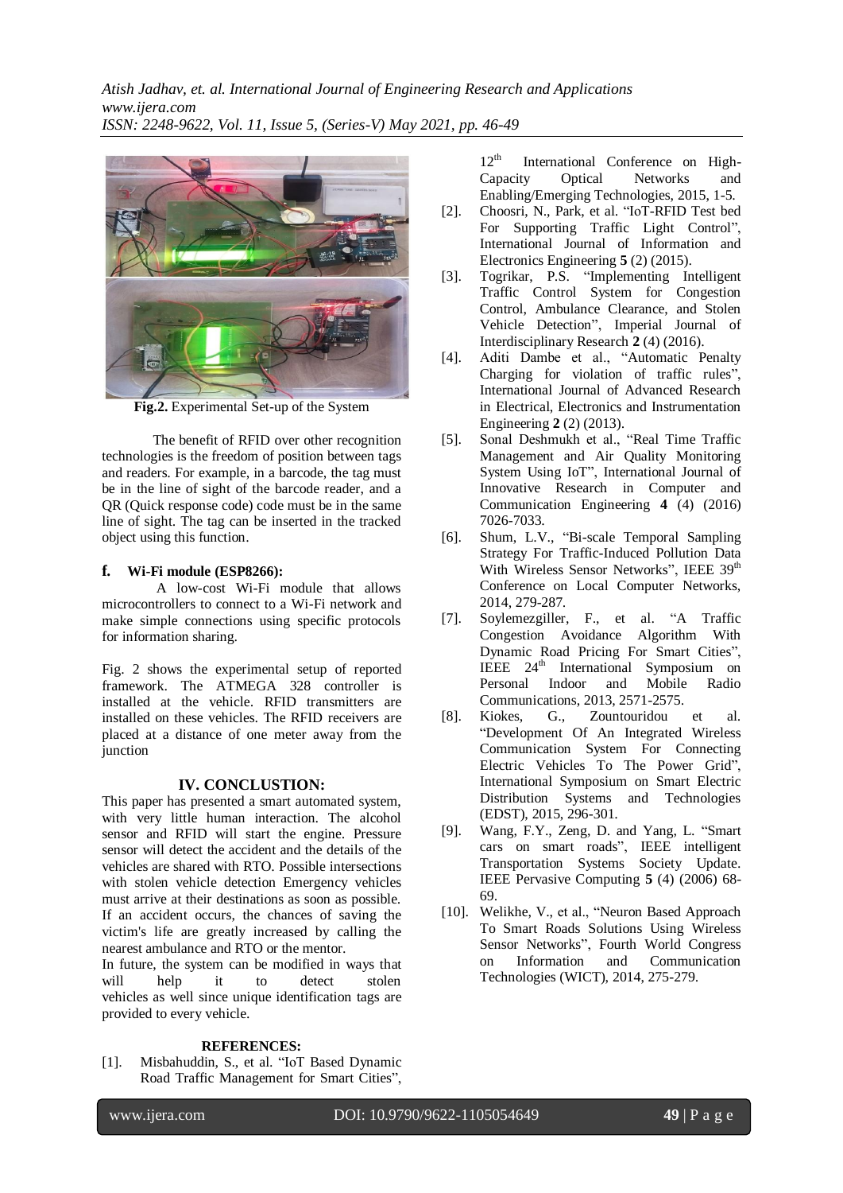**Fig.2.** Experimental Set-up of the System

The benefit of RFID over other recognition technologies is the freedom of position between tags and readers. For example, in a barcode, the tag must be in the line of sight of the barcode reader, and a QR (Quick response code) code must be in the same line of sight. The tag can be inserted in the tracked object using this function.

#### f. Wi-Fi module (ESP8266):

A low-cost Wi-Fi module that allows microcontrollers to connect to a Wi-Fi network and make simple connections using specific protocols for information sharing.

Fig. 2 shows the experimental setup of reported framework. The ATMEGA 328 controller is installed at the vehicle. RFID transmitters are installed on these vehicles. The RFID receivers are placed at a distance of one meter away from the junction

## IV. CONCLUSTION:

This paper has presented a smart automated system, with very little human interaction. The alcohol sensor and RFID will start the engine. Pressure sensor will detect the accident and the details of the vehicles are shared with RTO. Possible intersections with stolen vehicle detection Emergency vehicles must arrive at their destinations as soon as possible. If an accident occurs, the chances of saving the victim's life are greatly increased by calling the nearest ambulance and RTO or the mentor.

In future, the system can be modified in ways that will help it to detect stolen vehicles as well since unique identification tags are provided to every vehicle.

## REFERENCES:

[1]. Misbahuddin, S., et al. "IoT Based Dynamic Road Traffic Management for Smart Cities", 12th International Conference on High-Capacity Optical Networks and Enabling/Emerging Technologies, 2015, 1-5.

[2]. Choosri, N., Park, et al. "IoT-RFID Test bed For Supporting Traffic Light Control", International Journal of Information and Electronics Engineering **5** (2) (2015).

[3]. Togrikar, P.S. "Implementing Intelligent Traffic Control System for Congestion Control, Ambulance Clearance, and Stolen Vehicle Detection", Imperial Journal of Interdisciplinary Research **2** (4) (2016).

[4]. Aditi Dambe et al., "Automatic Penalty Charging for violation of traffic rules", International Journal of Advanced Research in Electrical, Electronics and Instrumentation Engineering **2** (2) (2013).

[5]. Sonal Deshmukh et al., "Real Time Traffic Management and Air Quality Monitoring System Using IoT", International Journal of Innovative Research in Computer and Communication Engineering **4** (4) (2016) 7026-7033.

[6]. Shum, L.V., "Bi-scale Temporal Sampling Strategy For Traffic-Induced Pollution Data With Wireless Sensor Networks", IEEE 39th Conference on Local Computer Networks, 2014, 279-287.

[7]. Soylemezgiller, F., et al. "A Traffic Congestion Avoidance Algorithm With Dynamic Road Pricing For Smart Cities", IEEE 24th International Symposium on Personal Indoor and Mobile Radio Communications, 2013, 2571-2575.

[8]. Kiokes, G., Zountouridou et al. "Development Of An Integrated Wireless Communication System For Connecting Electric Vehicles To The Power Grid", International Symposium on Smart Electric Distribution Systems and Technologies (EDST), 2015, 296-301.

[9]. Wang, F.Y., Zeng, D. and Yang, L. "Smart cars on smart roads", IEEE intelligent Transportation Systems Society Update. IEEE Pervasive Computing **5** (4) (2006) 68-69.

[10]. Welikhe, V., et al., "Neuron Based Approach To Smart Roads Solutions Using Wireless Sensor Networks", Fourth World Congress on Information and Communication Technologies (WICT), 2014, 275-279.